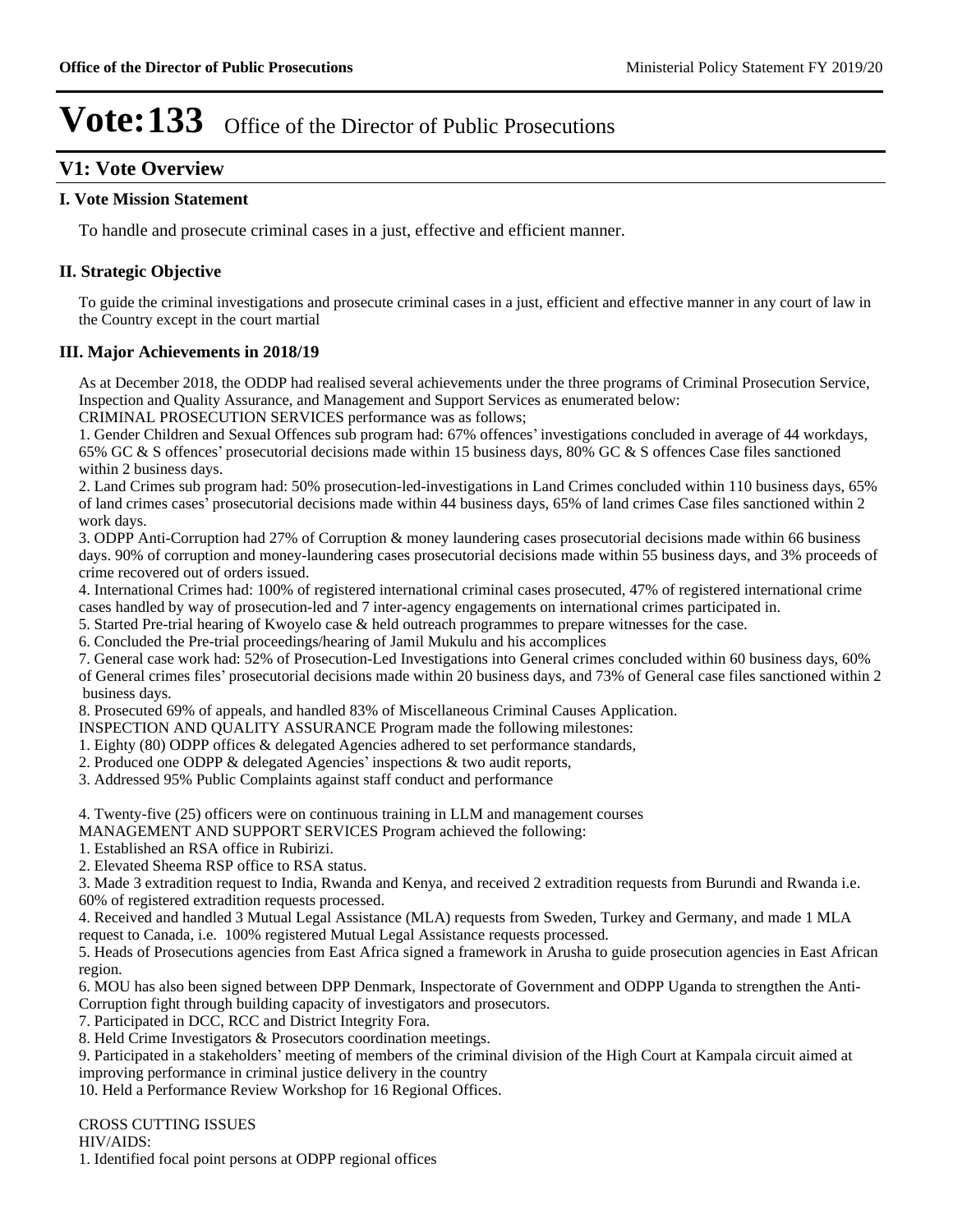# Vote:133 Office of the Director of Public Prosecutions

## V1: Vote Overview

### I. Vote Mission Statement

To handle and prosecute criminal cases in a just, effective and efficient manner.

### II. Strategic Objective

To guide the criminal investigations and prosecute criminal cases in a just, efficient and effective manner in any court of law in the Country except in the court martial

### III. Major Achievements in 2018/19

As at December 2018, the ODDP had realised several achievements under the three programs of Criminal Prosecution Service, Inspection and Quality Assurance, and Management and Support Services as enumerated below:

CRIMINAL PROSECUTION SERVICES performance was as follows;

1. Gender Children and Sexual Offences sub program had: 67% offences' investigations concluded in average of 44 workdays, 65% GC & S offences' prosecutorial decisions made within 15 business days, 80% GC & S offences Case files sanctioned within 2 business days.
2. Land Crimes sub program had: 50% prosecution-led-investigations in Land Crimes concluded within 110 business days, 65% of land crimes cases' prosecutorial decisions made within 44 business days, 65% of land crimes Case files sanctioned within 2 work days.
3. ODPP Anti-Corruption had 27% of Corruption & money laundering cases prosecutorial decisions made within 66 business days. 90% of corruption and money-laundering cases prosecutorial decisions made within 55 business days, and 3% proceeds of crime recovered out of orders issued.
4. International Crimes had: 100% of registered international criminal cases prosecuted, 47% of registered international crime cases handled by way of prosecution-led and 7 inter-agency engagements on international crimes participated in.
5. Started Pre-trial hearing of Kwoyelo case & held outreach programmes to prepare witnesses for the case.
6. Concluded the Pre-trial proceedings/hearing of Jamil Mukulu and his accomplices
7. General case work had: 52% of Prosecution-Led Investigations into General crimes concluded within 60 business days, 60% of General crimes files' prosecutorial decisions made within 20 business days, and 73% of General case files sanctioned within 2 business days.
8. Prosecuted 69% of appeals, and handled 83% of Miscellaneous Criminal Causes Application.

INSPECTION AND QUALITY ASSURANCE Program made the following milestones:

1. Eighty (80) ODPP offices & delegated Agencies adhered to set performance standards,
2. Produced one ODPP & delegated Agencies' inspections & two audit reports,
3. Addressed 95% Public Complaints against staff conduct and performance

4. Twenty-five (25) officers were on continuous training in LLM and management courses

MANAGEMENT AND SUPPORT SERVICES Program achieved the following:

1. Established an RSA office in Rubirizi.
2. Elevated Sheema RSP office to RSA status.
3. Made 3 extradition request to India, Rwanda and Kenya, and received 2 extradition requests from Burundi and Rwanda i.e. 60% of registered extradition requests processed.
4. Received and handled 3 Mutual Legal Assistance (MLA) requests from Sweden, Turkey and Germany, and made 1 MLA request to Canada, i.e. 100% registered Mutual Legal Assistance requests processed.
5. Heads of Prosecutions agencies from East Africa signed a framework in Arusha to guide prosecution agencies in East African region.
6. MOU has also been signed between DPP Denmark, Inspectorate of Government and ODPP Uganda to strengthen the Anti-Corruption fight through building capacity of investigators and prosecutors.
7. Participated in DCC, RCC and District Integrity Fora.
8. Held Crime Investigators & Prosecutors coordination meetings.
9. Participated in a stakeholders' meeting of members of the criminal division of the High Court at Kampala circuit aimed at improving performance in criminal justice delivery in the country
10. Held a Performance Review Workshop for 16 Regional Offices.

CROSS CUTTING ISSUES

HIV/AIDS:

1. Identified focal point persons at ODPP regional offices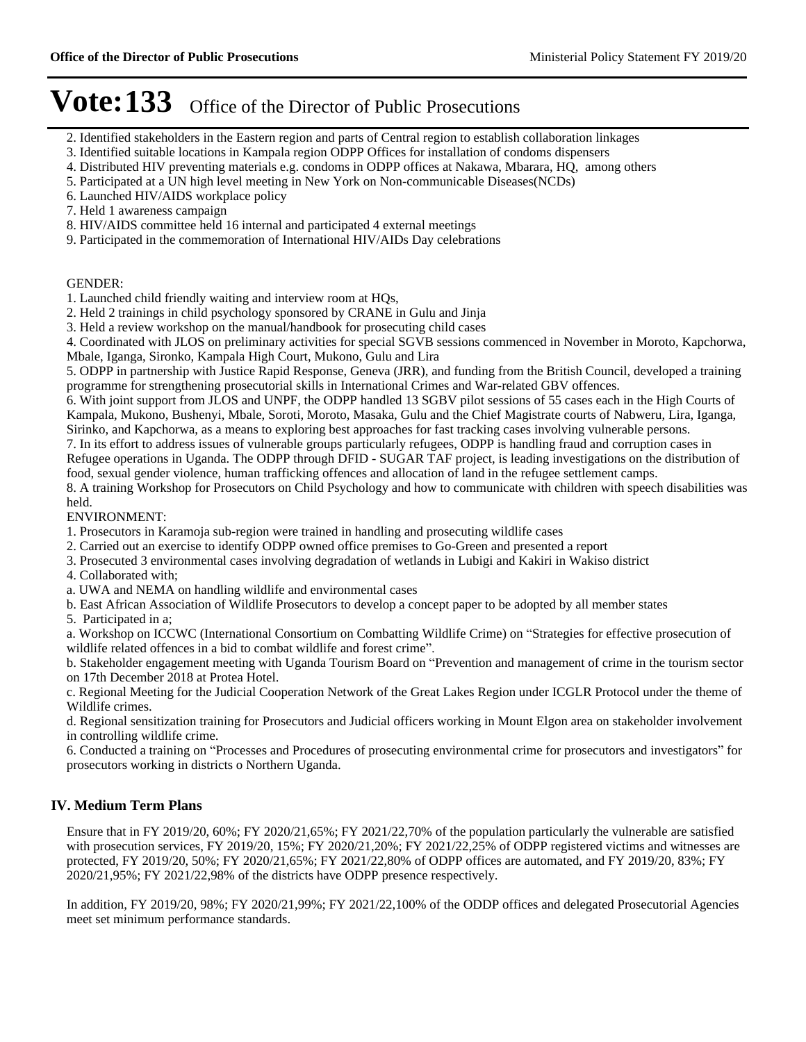# Vote:133 Office of the Director of Public Prosecutions

2. Identified stakeholders in the Eastern region and parts of Central region to establish collaboration linkages
3. Identified suitable locations in Kampala region ODPP Offices for installation of condoms dispensers
4. Distributed HIV preventing materials e.g. condoms in ODPP offices at Nakawa, Mbarara, HQ, among others
5. Participated at a UN high level meeting in New York on Non-communicable Diseases(NCDs)
6. Launched HIV/AIDS workplace policy
7. Held 1 awareness campaign
8. HIV/AIDS committee held 16 internal and participated 4 external meetings
9. Participated in the commemoration of International HIV/AIDs Day celebrations

GENDER:

1. Launched child friendly waiting and interview room at HQs,
2. Held 2 trainings in child psychology sponsored by CRANE in Gulu and Jinja
3. Held a review workshop on the manual/handbook for prosecuting child cases
4. Coordinated with JLOS on preliminary activities for special SGVB sessions commenced in November in Moroto, Kapchorwa, Mbale, Iganga, Sironko, Kampala High Court, Mukono, Gulu and Lira
5. ODPP in partnership with Justice Rapid Response, Geneva (JRR), and funding from the British Council, developed a training programme for strengthening prosecutorial skills in International Crimes and War-related GBV offences.
6. With joint support from JLOS and UNPF, the ODPP handled 13 SGBV pilot sessions of 55 cases each in the High Courts of Kampala, Mukono, Bushenyi, Mbale, Soroti, Moroto, Masaka, Gulu and the Chief Magistrate courts of Nabweru, Lira, Iganga, Sirinko, and Kapchorwa, as a means to exploring best approaches for fast tracking cases involving vulnerable persons.
7. In its effort to address issues of vulnerable groups particularly refugees, ODPP is handling fraud and corruption cases in Refugee operations in Uganda. The ODPP through DFID - SUGAR TAF project, is leading investigations on the distribution of food, sexual gender violence, human trafficking offences and allocation of land in the refugee settlement camps.
8. A training Workshop for Prosecutors on Child Psychology and how to communicate with children with speech disabilities was held.

ENVIRONMENT:

1. Prosecutors in Karamoja sub-region were trained in handling and prosecuting wildlife cases
2. Carried out an exercise to identify ODPP owned office premises to Go-Green and presented a report
3. Prosecuted 3 environmental cases involving degradation of wetlands in Lubigi and Kakiri in Wakiso district
4. Collaborated with;

a. UWA and NEMA on handling wildlife and environmental cases

b. East African Association of Wildlife Prosecutors to develop a concept paper to be adopted by all member states

5. Participated in a;

a. Workshop on ICCWC (International Consortium on Combatting Wildlife Crime) on "Strategies for effective prosecution of wildlife related offences in a bid to combat wildlife and forest crime".

b. Stakeholder engagement meeting with Uganda Tourism Board on "Prevention and management of crime in the tourism sector on 17th December 2018 at Protea Hotel.

c. Regional Meeting for the Judicial Cooperation Network of the Great Lakes Region under ICGLR Protocol under the theme of Wildlife crimes.

d. Regional sensitization training for Prosecutors and Judicial officers working in Mount Elgon area on stakeholder involvement in controlling wildlife crime.

6. Conducted a training on "Processes and Procedures of prosecuting environmental crime for prosecutors and investigators" for prosecutors working in districts o Northern Uganda.

## IV. Medium Term Plans

Ensure that in FY 2019/20, 60%; FY 2020/21,65%; FY 2021/22,70% of the population particularly the vulnerable are satisfied with prosecution services, FY 2019/20, 15%; FY 2020/21,20%; FY 2021/22,25% of ODPP registered victims and witnesses are protected, FY 2019/20, 50%; FY 2020/21,65%; FY 2021/22,80% of ODPP offices are automated, and FY 2019/20, 83%; FY 2020/21,95%; FY 2021/22,98% of the districts have ODPP presence respectively.

In addition, FY 2019/20, 98%; FY 2020/21,99%; FY 2021/22,100% of the ODDP offices and delegated Prosecutorial Agencies meet set minimum performance standards.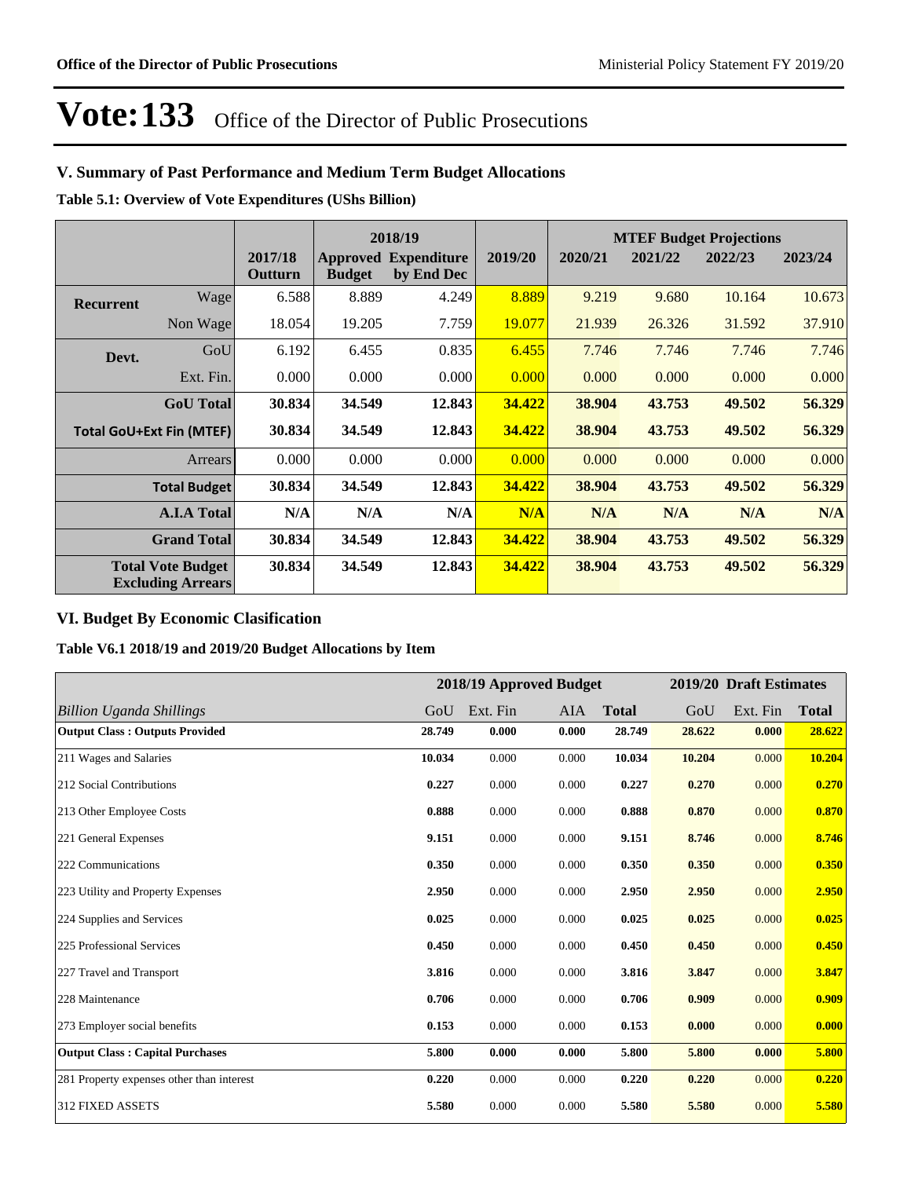# Vote:133 Office of the Director of Public Prosecutions

## V. Summary of Past Performance and Medium Term Budget Allocations

**Table 5.1: Overview of Vote Expenditures (UShs Billion)**

| | | | 2018/19 | | | MTEF Budget Projections | | | |
|---|---|---|---|---|---|---|---|---|---|
| | | 2017/18 Outturn | Approved Budget | Expenditure by End Dec | 2019/20 | 2020/21 | 2021/22 | 2022/23 | 2023/24 |
| **Recurrent** | Wage | 6.588 | 8.889 | 4.249 | 8.889 | 9.219 | 9.680 | 10.164 | 10.673 |
| | Non Wage | 18.054 | 19.205 | 7.759 | 19.077 | 21.939 | 26.326 | 31.592 | 37.910 |
| **Devt.** | GoU | 6.192 | 6.455 | 0.835 | 6.455 | 7.746 | 7.746 | 7.746 | 7.746 |
| | Ext. Fin. | 0.000 | 0.000 | 0.000 | 0.000 | 0.000 | 0.000 | 0.000 | 0.000 |
| | **GoU Total** | **30.834** | **34.549** | **12.843** | **34.422** | **38.904** | **43.753** | **49.502** | **56.329** |
| **Total GoU+Ext Fin (MTEF)** | | **30.834** | **34.549** | **12.843** | **34.422** | **38.904** | **43.753** | **49.502** | **56.329** |
| | Arrears | 0.000 | 0.000 | 0.000 | 0.000 | 0.000 | 0.000 | 0.000 | 0.000 |
| | **Total Budget** | **30.834** | **34.549** | **12.843** | **34.422** | **38.904** | **43.753** | **49.502** | **56.329** |
| | **A.I.A Total** | **N/A** | **N/A** | **N/A** | **N/A** | **N/A** | **N/A** | **N/A** | **N/A** |
| | **Grand Total** | **30.834** | **34.549** | **12.843** | **34.422** | **38.904** | **43.753** | **49.502** | **56.329** |
| | **Total Vote Budget Excluding Arrears** | **30.834** | **34.549** | **12.843** | **34.422** | **38.904** | **43.753** | **49.502** | **56.329** |

## VI. Budget By Economic Clasification

**Table V6.1 2018/19 and 2019/20 Budget Allocations by Item**

| | 2018/19 Approved Budget | | | | 2019/20 Draft Estimates | | |
|---|---|---|---|---|---|---|---|
| *Billion Uganda Shillings* | GoU | Ext. Fin | AIA | **Total** | GoU | Ext. Fin | **Total** |
| **Output Class : Outputs Provided** | **28.749** | **0.000** | **0.000** | **28.749** | **28.622** | **0.000** | **28.622** |
| 211 Wages and Salaries | **10.034** | 0.000 | 0.000 | **10.034** | **10.204** | 0.000 | **10.204** |
| 212 Social Contributions | **0.227** | 0.000 | 0.000 | **0.227** | **0.270** | 0.000 | **0.270** |
| 213 Other Employee Costs | **0.888** | 0.000 | 0.000 | **0.888** | **0.870** | 0.000 | **0.870** |
| 221 General Expenses | **9.151** | 0.000 | 0.000 | **9.151** | **8.746** | 0.000 | **8.746** |
| 222 Communications | **0.350** | 0.000 | 0.000 | **0.350** | **0.350** | 0.000 | **0.350** |
| 223 Utility and Property Expenses | **2.950** | 0.000 | 0.000 | **2.950** | **2.950** | 0.000 | **2.950** |
| 224 Supplies and Services | **0.025** | 0.000 | 0.000 | **0.025** | **0.025** | 0.000 | **0.025** |
| 225 Professional Services | **0.450** | 0.000 | 0.000 | **0.450** | **0.450** | 0.000 | **0.450** |
| 227 Travel and Transport | **3.816** | 0.000 | 0.000 | **3.816** | **3.847** | 0.000 | **3.847** |
| 228 Maintenance | **0.706** | 0.000 | 0.000 | **0.706** | **0.909** | 0.000 | **0.909** |
| 273 Employer social benefits | **0.153** | 0.000 | 0.000 | **0.153** | **0.000** | 0.000 | **0.000** |
| **Output Class : Capital Purchases** | **5.800** | **0.000** | **0.000** | **5.800** | **5.800** | **0.000** | **5.800** |
| 281 Property expenses other than interest | **0.220** | 0.000 | 0.000 | **0.220** | **0.220** | 0.000 | **0.220** |
| 312 FIXED ASSETS | **5.580** | 0.000 | 0.000 | **5.580** | **5.580** | 0.000 | **5.580** |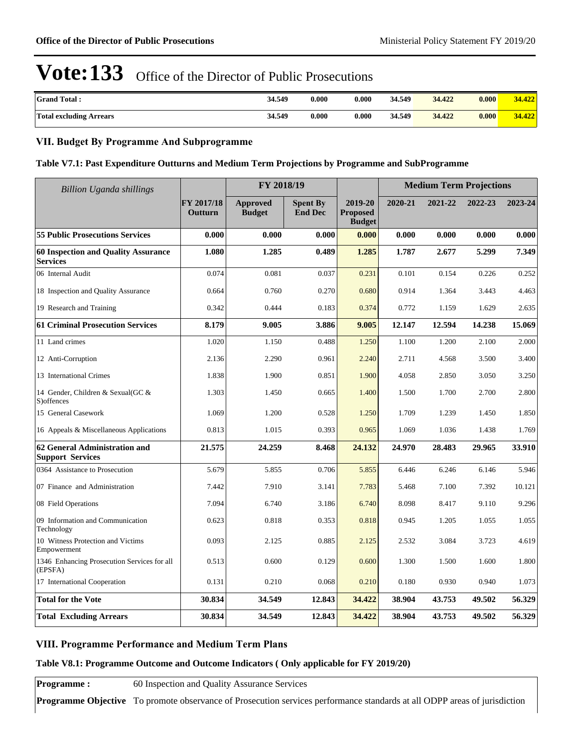# Vote:133 Office of the Director of Public Prosecutions

| | | | | | | | |
|---|---|---|---|---|---|---|---|
| **Grand Total :** | **34.549** | **0.000** | **0.000** | **34.549** | **34.422** | **0.000** | **34.422** |
| **Total excluding Arrears** | **34.549** | **0.000** | **0.000** | **34.549** | **34.422** | **0.000** | **34.422** |

## VII. Budget By Programme And Subprogramme

### Table V7.1: Past Expenditure Outturns and Medium Term Projections by Programme and SubProgramme

| *Billion Uganda shillings* | | FY 2018/19 | | | Medium Term Projections | | | |
|---|---|---|---|---|---|---|---|---|
| | FY 2017/18 Outturn | Approved Budget | Spent By End Dec | 2019-20 Proposed Budget | 2020-21 | 2021-22 | 2022-23 | 2023-24 |
| **55 Public Prosecutions Services** | **0.000** | **0.000** | **0.000** | **0.000** | **0.000** | **0.000** | **0.000** | **0.000** |
| **60 Inspection and Quality Assurance Services** | **1.080** | **1.285** | **0.489** | **1.285** | **1.787** | **2.677** | **5.299** | **7.349** |
| 06 Internal Audit | 0.074 | 0.081 | 0.037 | 0.231 | 0.101 | 0.154 | 0.226 | 0.252 |
| 18 Inspection and Quality Assurance | 0.664 | 0.760 | 0.270 | 0.680 | 0.914 | 1.364 | 3.443 | 4.463 |
| 19 Research and Training | 0.342 | 0.444 | 0.183 | 0.374 | 0.772 | 1.159 | 1.629 | 2.635 |
| **61 Criminal Prosecution Services** | **8.179** | **9.005** | **3.886** | **9.005** | **12.147** | **12.594** | **14.238** | **15.069** |
| 11 Land crimes | 1.020 | 1.150 | 0.488 | 1.250 | 1.100 | 1.200 | 2.100 | 2.000 |
| 12 Anti-Corruption | 2.136 | 2.290 | 0.961 | 2.240 | 2.711 | 4.568 | 3.500 | 3.400 |
| 13 International Crimes | 1.838 | 1.900 | 0.851 | 1.900 | 4.058 | 2.850 | 3.050 | 3.250 |
| 14 Gender, Children & Sexual(GC & S)offences | 1.303 | 1.450 | 0.665 | 1.400 | 1.500 | 1.700 | 2.700 | 2.800 |
| 15 General Casework | 1.069 | 1.200 | 0.528 | 1.250 | 1.709 | 1.239 | 1.450 | 1.850 |
| 16 Appeals & Miscellaneous Applications | 0.813 | 1.015 | 0.393 | 0.965 | 1.069 | 1.036 | 1.438 | 1.769 |
| **62 General Administration and Support Services** | **21.575** | **24.259** | **8.468** | **24.132** | **24.970** | **28.483** | **29.965** | **33.910** |
| 0364 Assistance to Prosecution | 5.679 | 5.855 | 0.706 | 5.855 | 6.446 | 6.246 | 6.146 | 5.946 |
| 07 Finance and Administration | 7.442 | 7.910 | 3.141 | 7.783 | 5.468 | 7.100 | 7.392 | 10.121 |
| 08 Field Operations | 7.094 | 6.740 | 3.186 | 6.740 | 8.098 | 8.417 | 9.110 | 9.296 |
| 09 Information and Communication Technology | 0.623 | 0.818 | 0.353 | 0.818 | 0.945 | 1.205 | 1.055 | 1.055 |
| 10 Witness Protection and Victims Empowerment | 0.093 | 2.125 | 0.885 | 2.125 | 2.532 | 3.084 | 3.723 | 4.619 |
| 1346 Enhancing Prosecution Services for all (EPSFA) | 0.513 | 0.600 | 0.129 | 0.600 | 1.300 | 1.500 | 1.600 | 1.800 |
| 17 International Cooperation | 0.131 | 0.210 | 0.068 | 0.210 | 0.180 | 0.930 | 0.940 | 1.073 |
| **Total for the Vote** | **30.834** | **34.549** | **12.843** | **34.422** | **38.904** | **43.753** | **49.502** | **56.329** |
| **Total Excluding Arrears** | **30.834** | **34.549** | **12.843** | **34.422** | **38.904** | **43.753** | **49.502** | **56.329** |

## VIII. Programme Performance and Medium Term Plans

### Table V8.1: Programme Outcome and Outcome Indicators ( Only applicable for FY 2019/20)

| | |
|---|---|
| **Programme :** | 60 Inspection and Quality Assurance Services |
| **Programme Objective** | To promote observance of Prosecution services performance standards at all ODPP areas of jurisdiction |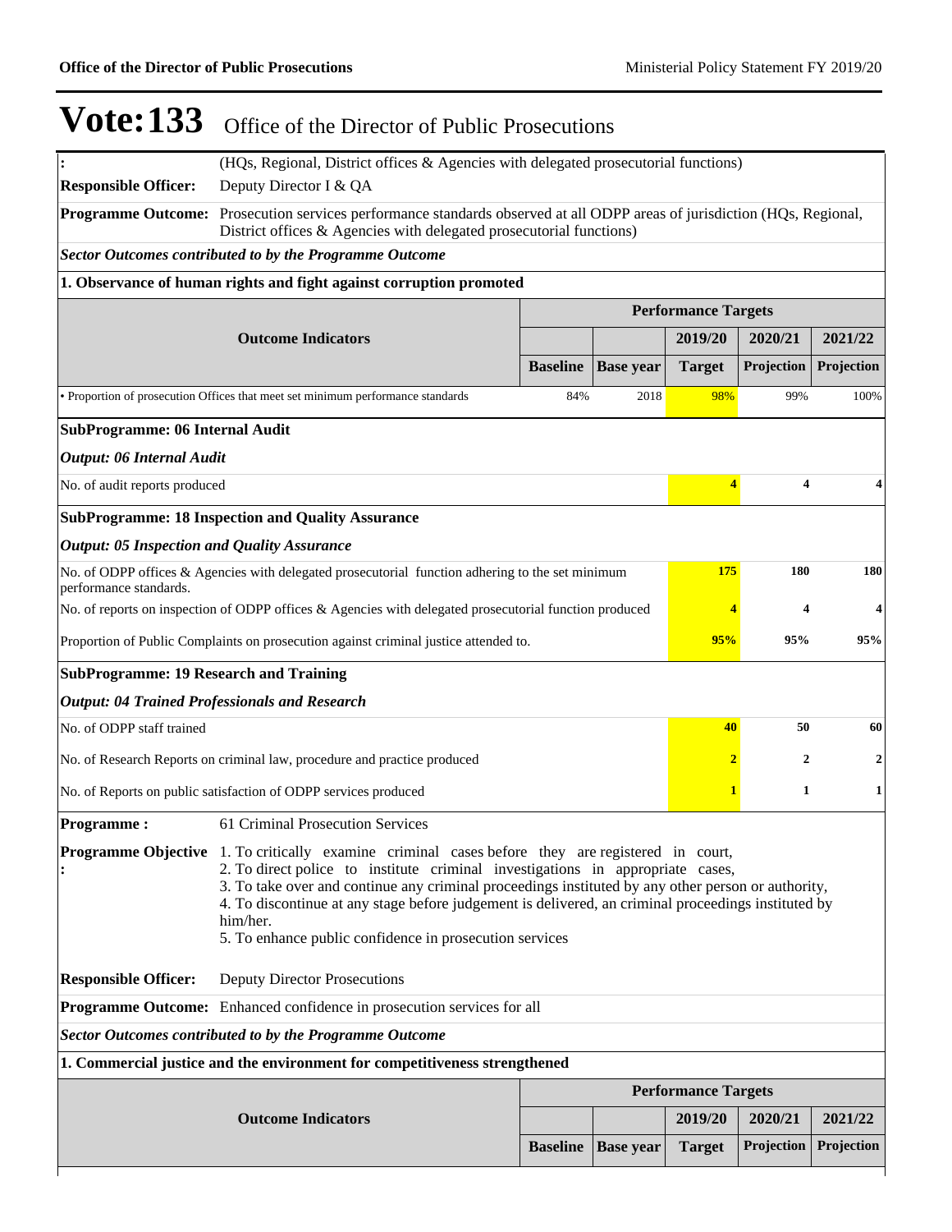# Vote:133 Office of the Director of Public Prosecutions

| | |
|---|---|
| **:** | (HQs, Regional, District offices & Agencies with delegated prosecutorial functions) |
| **Responsible Officer:** | Deputy Director I & QA |
| **Programme Outcome:** | Prosecution services performance standards observed at all ODPP areas of jurisdiction (HQs, Regional, District offices & Agencies with delegated prosecutorial functions) |

***Sector Outcomes contributed to by the Programme Outcome***

**1. Observance of human rights and fight against corruption promoted**

| Outcome Indicators | Performance Targets | | | | |
|---|---|---|---|---|---|
| | | | 2019/20 | 2020/21 | 2021/22 |
| | Baseline | Base year | Target | Projection | Projection |
| • Proportion of prosecution Offices that meet set minimum performance standards | 84% | 2018 | 98% | 99% | 100% |

**SubProgramme: 06 Internal Audit**

***Output: 06 Internal Audit***

| Indicator | 2019/20 | 2020/21 | 2021/22 |
|---|---|---|---|
| No. of audit reports produced | 4 | 4 | 4 |

**SubProgramme: 18 Inspection and Quality Assurance**

***Output: 05 Inspection and Quality Assurance***

| Indicator | 2019/20 | 2020/21 | 2021/22 |
|---|---|---|---|
| No. of ODPP offices & Agencies with delegated prosecutorial function adhering to the set minimum performance standards. | 175 | 180 | 180 |
| No. of reports on inspection of ODPP offices & Agencies with delegated prosecutorial function produced | 4 | 4 | 4 |
| Proportion of Public Complaints on prosecution against criminal justice attended to. | 95% | 95% | 95% |

**SubProgramme: 19 Research and Training**

***Output: 04 Trained Professionals and Research***

| Indicator | 2019/20 | 2020/21 | 2021/22 |
|---|---|---|---|
| No. of ODPP staff trained | 40 | 50 | 60 |
| No. of Research Reports on criminal law, procedure and practice produced | 2 | 2 | 2 |
| No. of Reports on public satisfaction of ODPP services produced | 1 | 1 | 1 |

| | |
|---|---|
| **Programme :** | 61 Criminal Prosecution Services |
| **Programme Objective :** | 1. To critically examine criminal cases before they are registered in court,<br>2. To direct police to institute criminal investigations in appropriate cases,<br>3. To take over and continue any criminal proceedings instituted by any other person or authority,<br>4. To discontinue at any stage before judgement is delivered, an criminal proceedings instituted by him/her.<br>5. To enhance public confidence in prosecution services |
| **Responsible Officer:** | Deputy Director Prosecutions |
| **Programme Outcome:** | Enhanced confidence in prosecution services for all |

***Sector Outcomes contributed to by the Programme Outcome***

**1. Commercial justice and the environment for competitiveness strengthened**

| Outcome Indicators | Performance Targets | | | | |
|---|---|---|---|---|---|
| | | | 2019/20 | 2020/21 | 2021/22 |
| | Baseline | Base year | Target | Projection | Projection |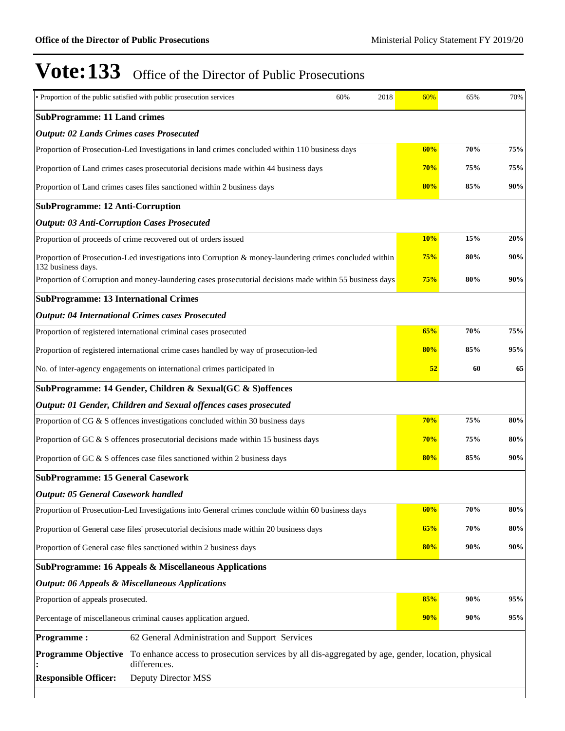# Vote:133 Office of the Director of Public Prosecutions

| | | | | | |
|---|---|---|---|---|---|
| • Proportion of the public satisfied with public prosecution services | 60% | 2018 | 60% | 65% | 70% |
| **SubProgramme: 11 Land crimes** | | | | | |
| ***Output: 02 Lands Crimes cases Prosecuted*** | | | | | |
| Proportion of Prosecution-Led Investigations in land crimes concluded within 110 business days | | | **60%** | **70%** | **75%** |
| Proportion of Land crimes cases prosecutorial decisions made within 44 business days | | | **70%** | **75%** | **75%** |
| Proportion of Land crimes cases files sanctioned within 2 business days | | | **80%** | **85%** | **90%** |
| **SubProgramme: 12 Anti-Corruption** | | | | | |
| ***Output: 03 Anti-Corruption Cases Prosecuted*** | | | | | |
| Proportion of proceeds of crime recovered out of orders issued | | | **10%** | **15%** | **20%** |
| Proportion of Prosecution-Led investigations into Corruption & money-laundering crimes concluded within 132 business days. | | | **75%** | **80%** | **90%** |
| Proportion of Corruption and money-laundering cases prosecutorial decisions made within 55 business days | | | **75%** | **80%** | **90%** |
| **SubProgramme: 13 International Crimes** | | | | | |
| ***Output: 04 International Crimes cases Prosecuted*** | | | | | |
| Proportion of registered international criminal cases prosecuted | | | **65%** | **70%** | **75%** |
| Proportion of registered international crime cases handled by way of prosecution-led | | | **80%** | **85%** | **95%** |
| No. of inter-agency engagements on international crimes participated in | | | **52** | **60** | **65** |
| **SubProgramme: 14 Gender, Children & Sexual(GC & S)offences** | | | | | |
| ***Output: 01 Gender, Children and Sexual offences cases prosecuted*** | | | | | |
| Proportion of CG & S offences investigations concluded within 30 business days | | | **70%** | **75%** | **80%** |
| Proportion of GC & S offences prosecutorial decisions made within 15 business days | | | **70%** | **75%** | **80%** |
| Proportion of GC & S offences case files sanctioned within 2 business days | | | **80%** | **85%** | **90%** |
| **SubProgramme: 15 General Casework** | | | | | |
| ***Output: 05 General Casework handled*** | | | | | |
| Proportion of Prosecution-Led Investigations into General crimes conclude within 60 business days | | | **60%** | **70%** | **80%** |
| Proportion of General case files' prosecutorial decisions made within 20 business days | | | **65%** | **70%** | **80%** |
| Proportion of General case files sanctioned within 2 business days | | | **80%** | **90%** | **90%** |
| **SubProgramme: 16 Appeals & Miscellaneous Applications** | | | | | |
| ***Output: 06 Appeals & Miscellaneous Applications*** | | | | | |
| Proportion of appeals prosecuted. | | | **85%** | **90%** | **95%** |
| Percentage of miscellaneous criminal causes application argued. | | | **90%** | **90%** | **95%** |

| | |
|---|---|
| **Programme :** | 62 General Administration and Support Services |
| **Programme Objective :** | To enhance access to prosecution services by all dis-aggregated by age, gender, location, physical differences. |
| **Responsible Officer:** | Deputy Director MSS |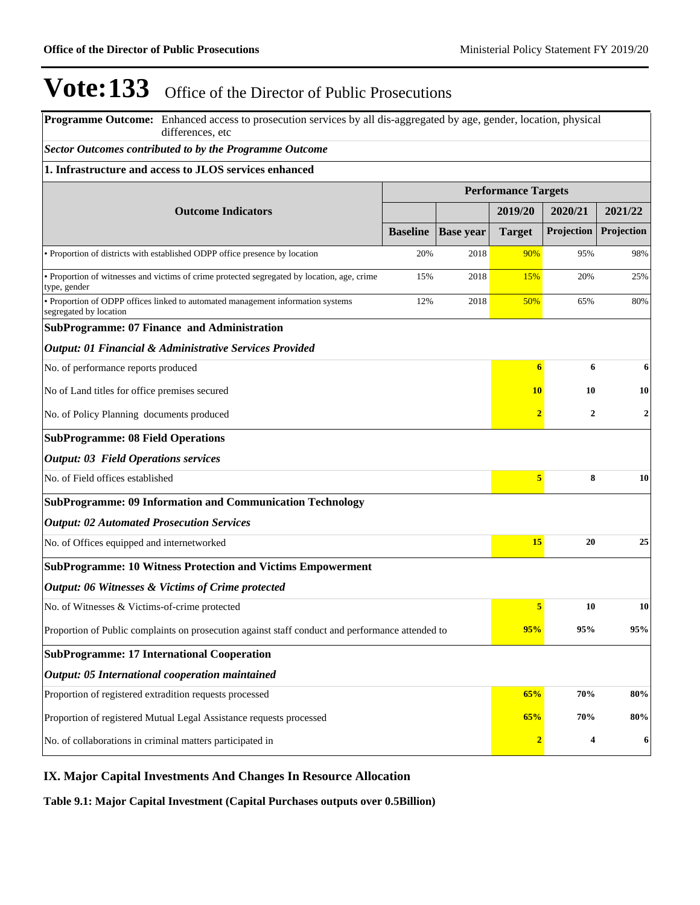# Vote:133 Office of the Director of Public Prosecutions

**Programme Outcome:** Enhanced access to prosecution services by all dis-aggregated by age, gender, location, physical differences, etc

***Sector Outcomes contributed to by the Programme Outcome***

**1. Infrastructure and access to JLOS services enhanced**

| Outcome Indicators | Performance Targets | | | | |
|---|---|---|---|---|---|
| | | | 2019/20 | 2020/21 | 2021/22 |
| | Baseline | Base year | Target | Projection | Projection |
| • Proportion of districts with established ODPP office presence by location | 20% | 2018 | 90% | 95% | 98% |
| • Proportion of witnesses and victims of crime protected segregated by location, age, crime type, gender | 15% | 2018 | 15% | 20% | 25% |
| • Proportion of ODPP offices linked to automated management information systems segregated by location | 12% | 2018 | 50% | 65% | 80% |
| **SubProgramme: 07 Finance and Administration** | | | | | |
| ***Output: 01 Financial & Administrative Services Provided*** | | | | | |
| No. of performance reports produced | | | **6** | **6** | **6** |
| No of Land titles for office premises secured | | | **10** | **10** | **10** |
| No. of Policy Planning documents produced | | | **2** | **2** | **2** |
| **SubProgramme: 08 Field Operations** | | | | | |
| ***Output: 03 Field Operations services*** | | | | | |
| No. of Field offices established | | | **5** | **8** | **10** |
| **SubProgramme: 09 Information and Communication Technology** | | | | | |
| ***Output: 02 Automated Prosecution Services*** | | | | | |
| No. of Offices equipped and internetworked | | | **15** | **20** | **25** |
| **SubProgramme: 10 Witness Protection and Victims Empowerment** | | | | | |
| ***Output: 06 Witnesses & Victims of Crime protected*** | | | | | |
| No. of Witnesses & Victims-of-crime protected | | | **5** | **10** | **10** |
| Proportion of Public complaints on prosecution against staff conduct and performance attended to | | | **95%** | **95%** | **95%** |
| **SubProgramme: 17 International Cooperation** | | | | | |
| ***Output: 05 International cooperation maintained*** | | | | | |
| Proportion of registered extradition requests processed | | | **65%** | **70%** | **80%** |
| Proportion of registered Mutual Legal Assistance requests processed | | | **65%** | **70%** | **80%** |
| No. of collaborations in criminal matters participated in | | | **2** | **4** | **6** |

## IX. Major Capital Investments And Changes In Resource Allocation

**Table 9.1: Major Capital Investment (Capital Purchases outputs over 0.5Billion)**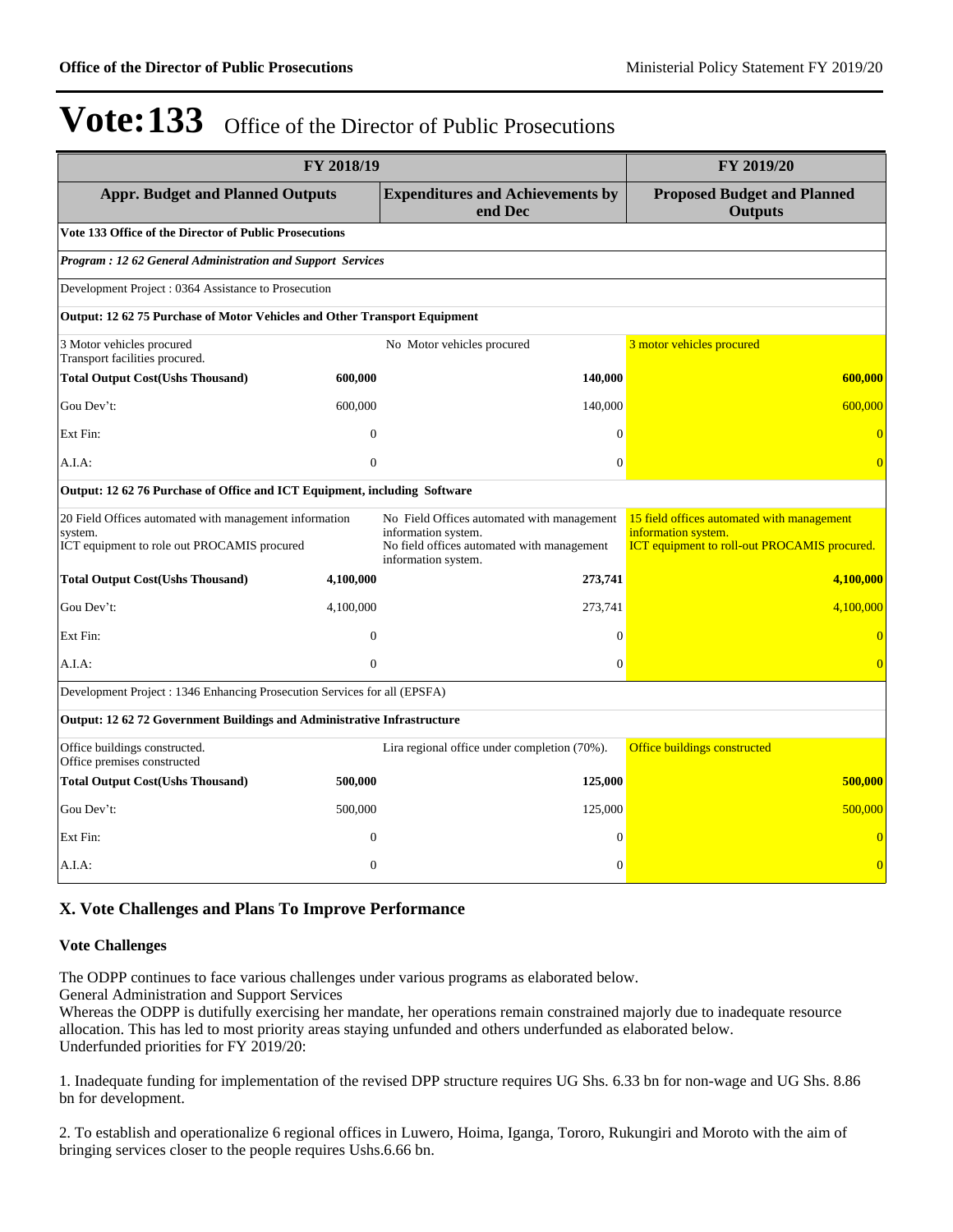# Vote:133 Office of the Director of Public Prosecutions

| FY 2018/19 | | | FY 2019/20 |
|---|---|---|---|
| **Appr. Budget and Planned Outputs** | | **Expenditures and Achievements by end Dec** | **Proposed Budget and Planned Outputs** |
| **Vote 133 Office of the Director of Public Prosecutions** | | | |
| ***Program : 12 62 General Administration and Support Services*** | | | |
| Development Project : 0364 Assistance to Prosecution | | | |
| **Output: 12 62 75 Purchase of Motor Vehicles and Other Transport Equipment** | | | |
| 3 Motor vehicles procured<br>Transport facilities procured. | | No Motor vehicles procured | 3 motor vehicles procured |
| **Total Output Cost(Ushs Thousand)** | **600,000** | **140,000** | **600,000** |
| Gou Dev't: | 600,000 | 140,000 | 600,000 |
| Ext Fin: | 0 | 0 | 0 |
| A.I.A: | 0 | 0 | 0 |
| **Output: 12 62 76 Purchase of Office and ICT Equipment, including Software** | | | |
| 20 Field Offices automated with management information system.<br>ICT equipment to role out PROCAMIS procured | | No Field Offices automated with management information system.<br>No field offices automated with management information system. | 15 field offices automated with management information system.<br>ICT equipment to roll-out PROCAMIS procured. |
| **Total Output Cost(Ushs Thousand)** | **4,100,000** | **273,741** | **4,100,000** |
| Gou Dev't: | 4,100,000 | 273,741 | 4,100,000 |
| Ext Fin: | 0 | 0 | 0 |
| A.I.A: | 0 | 0 | 0 |
| Development Project : 1346 Enhancing Prosecution Services for all (EPSFA) | | | |
| **Output: 12 62 72 Government Buildings and Administrative Infrastructure** | | | |
| Office buildings constructed.<br>Office premises constructed | | Lira regional office under completion (70%). | Office buildings constructed |
| **Total Output Cost(Ushs Thousand)** | **500,000** | **125,000** | **500,000** |
| Gou Dev't: | 500,000 | 125,000 | 500,000 |
| Ext Fin: | 0 | 0 | 0 |
| A.I.A: | 0 | 0 | 0 |

## X. Vote Challenges and Plans To Improve Performance

### Vote Challenges

The ODPP continues to face various challenges under various programs as elaborated below.
General Administration and Support Services
Whereas the ODPP is dutifully exercising her mandate, her operations remain constrained majorly due to inadequate resource allocation. This has led to most priority areas staying unfunded and others underfunded as elaborated below.
Underfunded priorities for FY 2019/20:

1. Inadequate funding for implementation of the revised DPP structure requires UG Shs. 6.33 bn for non-wage and UG Shs. 8.86 bn for development.

2. To establish and operationalize 6 regional offices in Luwero, Hoima, Iganga, Tororo, Rukungiri and Moroto with the aim of bringing services closer to the people requires Ushs.6.66 bn.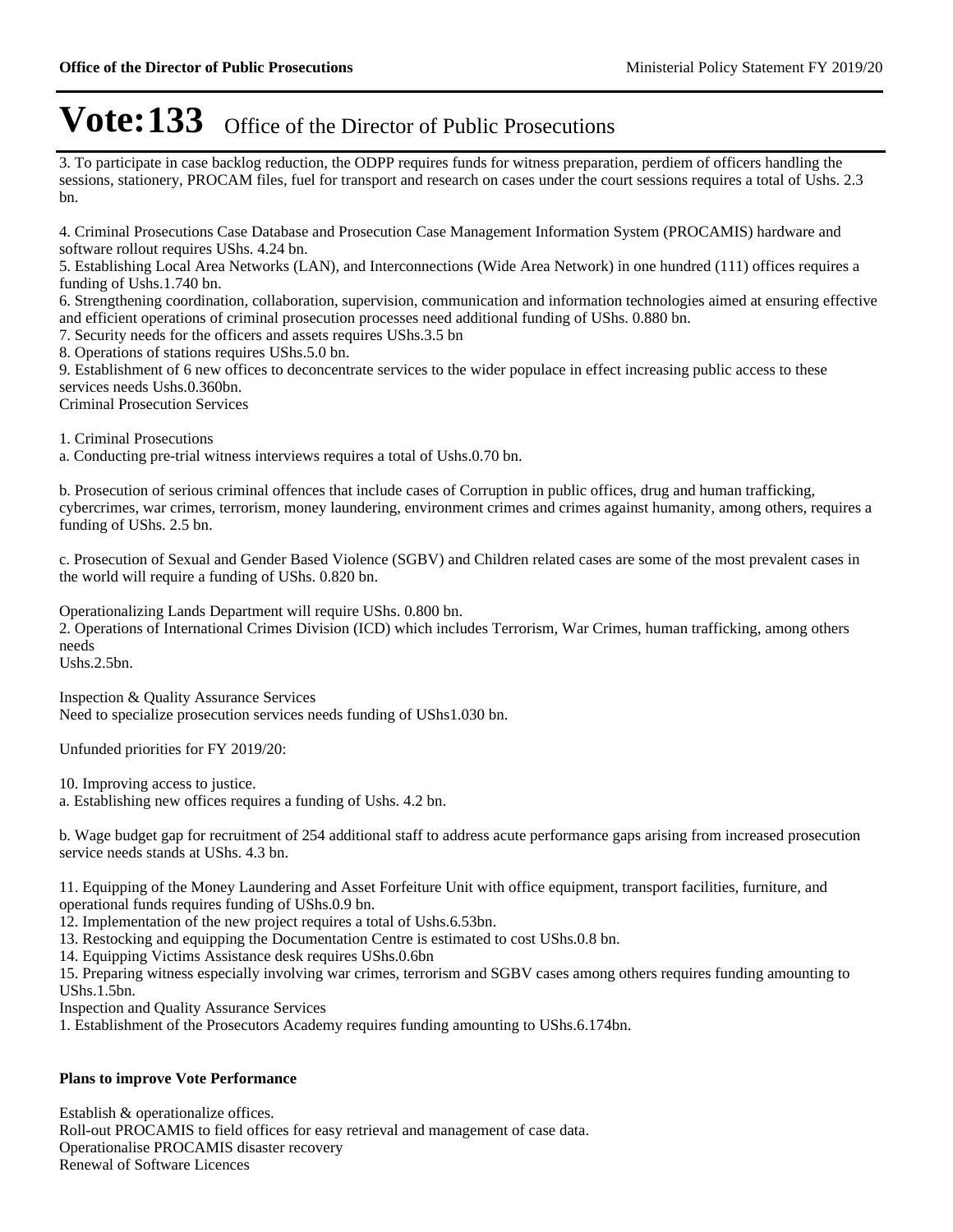# Vote:133 Office of the Director of Public Prosecutions

3. To participate in case backlog reduction, the ODPP requires funds for witness preparation, perdiem of officers handling the sessions, stationery, PROCAM files, fuel for transport and research on cases under the court sessions requires a total of Ushs. 2.3 bn.

4. Criminal Prosecutions Case Database and Prosecution Case Management Information System (PROCAMIS) hardware and software rollout requires UShs. 4.24 bn.
5. Establishing Local Area Networks (LAN), and Interconnections (Wide Area Network) in one hundred (111) offices requires a funding of Ushs.1.740 bn.
6. Strengthening coordination, collaboration, supervision, communication and information technologies aimed at ensuring effective and efficient operations of criminal prosecution processes need additional funding of UShs. 0.880 bn.
7. Security needs for the officers and assets requires UShs.3.5 bn
8. Operations of stations requires UShs.5.0 bn.
9. Establishment of 6 new offices to deconcentrate services to the wider populace in effect increasing public access to these services needs Ushs.0.360bn.
Criminal Prosecution Services

1. Criminal Prosecutions
a. Conducting pre-trial witness interviews requires a total of Ushs.0.70 bn.

b. Prosecution of serious criminal offences that include cases of Corruption in public offices, drug and human trafficking, cybercrimes, war crimes, terrorism, money laundering, environment crimes and crimes against humanity, among others, requires a funding of UShs. 2.5 bn.

c. Prosecution of Sexual and Gender Based Violence (SGBV) and Children related cases are some of the most prevalent cases in the world will require a funding of UShs. 0.820 bn.

Operationalizing Lands Department will require UShs. 0.800 bn.
2. Operations of International Crimes Division (ICD) which includes Terrorism, War Crimes, human trafficking, among others needs
Ushs.2.5bn.

Inspection & Quality Assurance Services
Need to specialize prosecution services needs funding of UShs1.030 bn.

Unfunded priorities for FY 2019/20:

10. Improving access to justice.
a. Establishing new offices requires a funding of Ushs. 4.2 bn.

b. Wage budget gap for recruitment of 254 additional staff to address acute performance gaps arising from increased prosecution service needs stands at UShs. 4.3 bn.

11. Equipping of the Money Laundering and Asset Forfeiture Unit with office equipment, transport facilities, furniture, and operational funds requires funding of UShs.0.9 bn.
12. Implementation of the new project requires a total of Ushs.6.53bn.
13. Restocking and equipping the Documentation Centre is estimated to cost UShs.0.8 bn.
14. Equipping Victims Assistance desk requires UShs.0.6bn
15. Preparing witness especially involving war crimes, terrorism and SGBV cases among others requires funding amounting to UShs.1.5bn.
Inspection and Quality Assurance Services
1. Establishment of the Prosecutors Academy requires funding amounting to UShs.6.174bn.

**Plans to improve Vote Performance**

Establish & operationalize offices.
Roll-out PROCAMIS to field offices for easy retrieval and management of case data.
Operationalise PROCAMIS disaster recovery
Renewal of Software Licences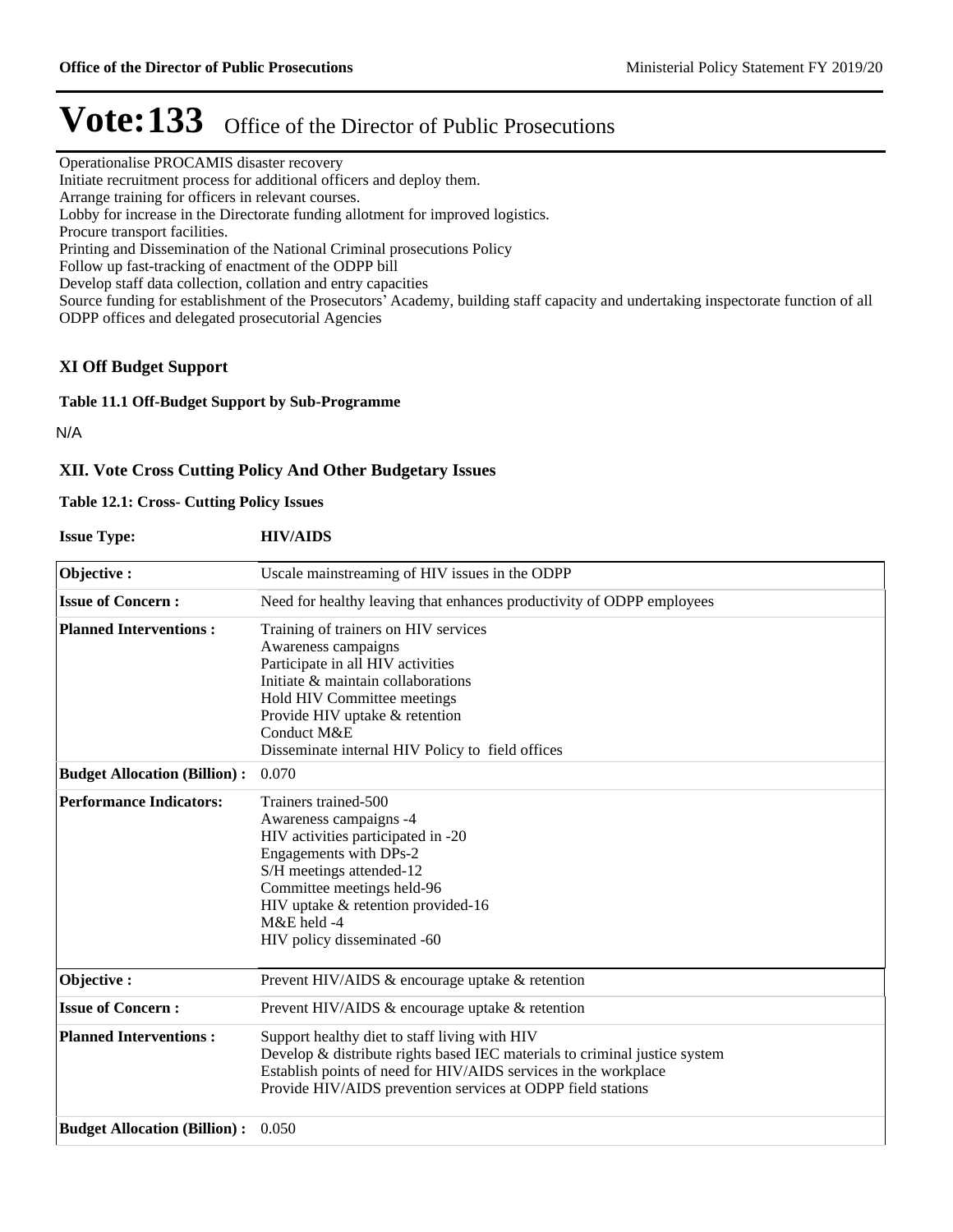# Vote:133 Office of the Director of Public Prosecutions

Operationalise PROCAMIS disaster recovery
Initiate recruitment process for additional officers and deploy them.
Arrange training for officers in relevant courses.
Lobby for increase in the Directorate funding allotment for improved logistics.
Procure transport facilities.
Printing and Dissemination of the National Criminal prosecutions Policy
Follow up fast-tracking of enactment of the ODPP bill
Develop staff data collection, collation and entry capacities
Source funding for establishment of the Prosecutors' Academy, building staff capacity and undertaking inspectorate function of all ODPP offices and delegated prosecutorial Agencies

## XI Off Budget Support

### Table 11.1 Off-Budget Support by Sub-Programme

N/A

## XII. Vote Cross Cutting Policy And Other Budgetary Issues

### Table 12.1: Cross- Cutting Policy Issues

**Issue Type:** **HIV/AIDS**

| | |
|---|---|
| **Objective :** | Uscale mainstreaming of HIV issues in the ODPP |
| **Issue of Concern :** | Need for healthy leaving that enhances productivity of ODPP employees |
| **Planned Interventions :** | Training of trainers on HIV services<br>Awareness campaigns<br>Participate in all HIV activities<br>Initiate & maintain collaborations<br>Hold HIV Committee meetings<br>Provide HIV uptake & retention<br>Conduct M&E<br>Disseminate internal HIV Policy to field offices |
| **Budget Allocation (Billion) :** | 0.070 |
| **Performance Indicators:** | Trainers trained-500<br>Awareness campaigns -4<br>HIV activities participated in -20<br>Engagements with DPs-2<br>S/H meetings attended-12<br>Committee meetings held-96<br>HIV uptake & retention provided-16<br>M&E held -4<br>HIV policy disseminated -60 |

| | |
|---|---|
| **Objective :** | Prevent HIV/AIDS & encourage uptake & retention |
| **Issue of Concern :** | Prevent HIV/AIDS & encourage uptake & retention |
| **Planned Interventions :** | Support healthy diet to staff living with HIV<br>Develop & distribute rights based IEC materials to criminal justice system<br>Establish points of need for HIV/AIDS services in the workplace<br>Provide HIV/AIDS prevention services at ODPP field stations |
| **Budget Allocation (Billion) :** | 0.050 |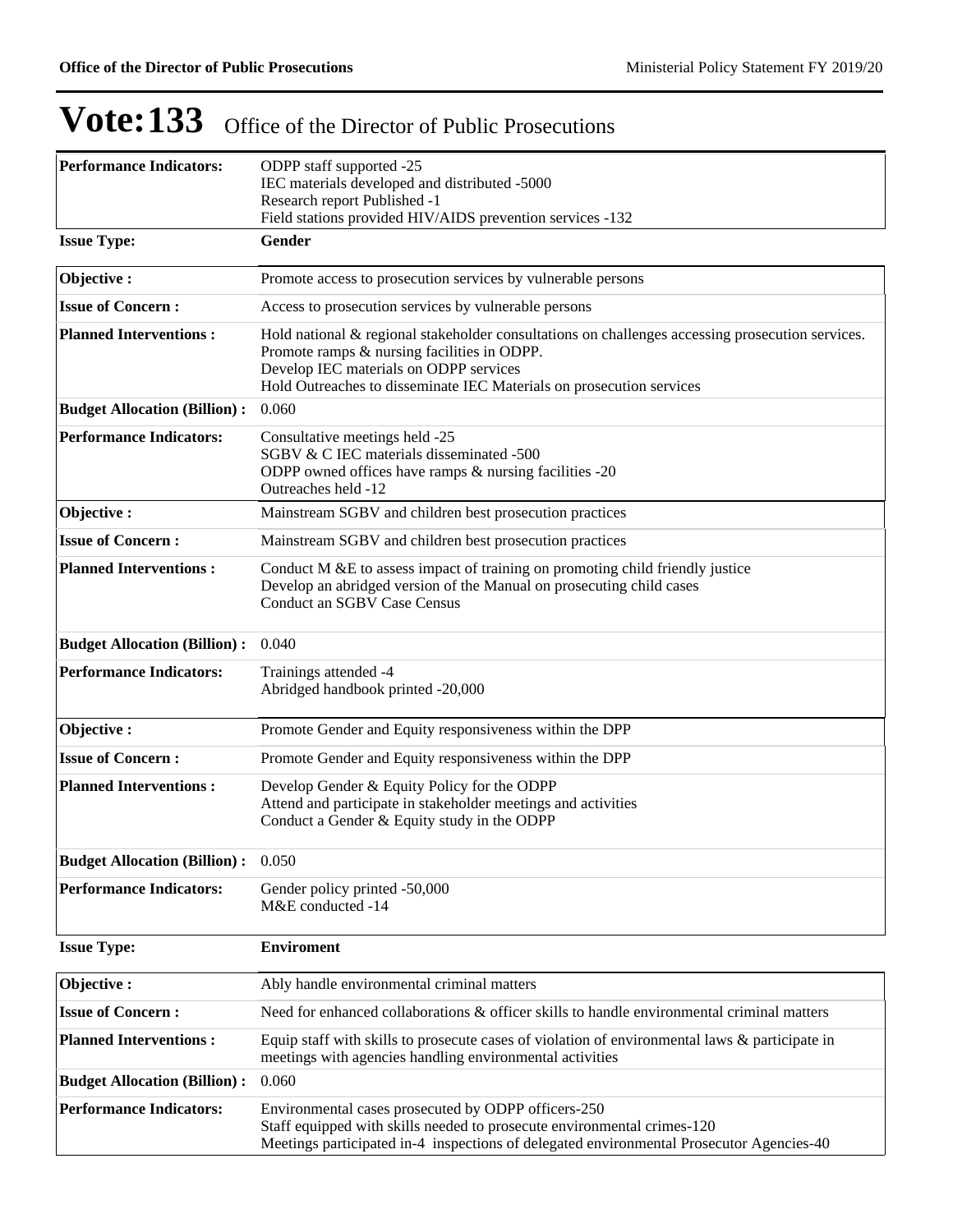# Vote:133 Office of the Director of Public Prosecutions

| | |
|---|---|
| **Performance Indicators:** | ODPP staff supported -25<br>IEC materials developed and distributed -5000<br>Research report Published -1<br>Field stations provided HIV/AIDS prevention services -132 |

| | |
|---|---|
| **Issue Type:** | **Gender** |

| | |
|---|---|
| **Objective :** | Promote access to prosecution services by vulnerable persons |
| **Issue of Concern :** | Access to prosecution services by vulnerable persons |
| **Planned Interventions :** | Hold national & regional stakeholder consultations on challenges accessing prosecution services.<br>Promote ramps & nursing facilities in ODPP.<br>Develop IEC materials on ODPP services<br>Hold Outreaches to disseminate IEC Materials on prosecution services |
| **Budget Allocation (Billion) :** | 0.060 |
| **Performance Indicators:** | Consultative meetings held -25<br>SGBV & C IEC materials disseminated -500<br>ODPP owned offices have ramps & nursing facilities -20<br>Outreaches held -12 |
| **Objective :** | Mainstream SGBV and children best prosecution practices |
| **Issue of Concern :** | Mainstream SGBV and children best prosecution practices |
| **Planned Interventions :** | Conduct M &E to assess impact of training on promoting child friendly justice<br>Develop an abridged version of the Manual on prosecuting child cases<br>Conduct an SGBV Case Census |
| **Budget Allocation (Billion) :** | 0.040 |
| **Performance Indicators:** | Trainings attended -4<br>Abridged handbook printed -20,000 |
| **Objective :** | Promote Gender and Equity responsiveness within the DPP |
| **Issue of Concern :** | Promote Gender and Equity responsiveness within the DPP |
| **Planned Interventions :** | Develop Gender & Equity Policy for the ODPP<br>Attend and participate in stakeholder meetings and activities<br>Conduct a Gender & Equity study in the ODPP |
| **Budget Allocation (Billion) :** | 0.050 |
| **Performance Indicators:** | Gender policy printed -50,000<br>M&E conducted -14 |

| | |
|---|---|
| **Issue Type:** | **Enviroment** |

| | |
|---|---|
| **Objective :** | Ably handle environmental criminal matters |
| **Issue of Concern :** | Need for enhanced collaborations & officer skills to handle environmental criminal matters |
| **Planned Interventions :** | Equip staff with skills to prosecute cases of violation of environmental laws & participate in meetings with agencies handling environmental activities |
| **Budget Allocation (Billion) :** | 0.060 |
| **Performance Indicators:** | Environmental cases prosecuted by ODPP officers-250<br>Staff equipped with skills needed to prosecute environmental crimes-120<br>Meetings participated in-4 inspections of delegated environmental Prosecutor Agencies-40 |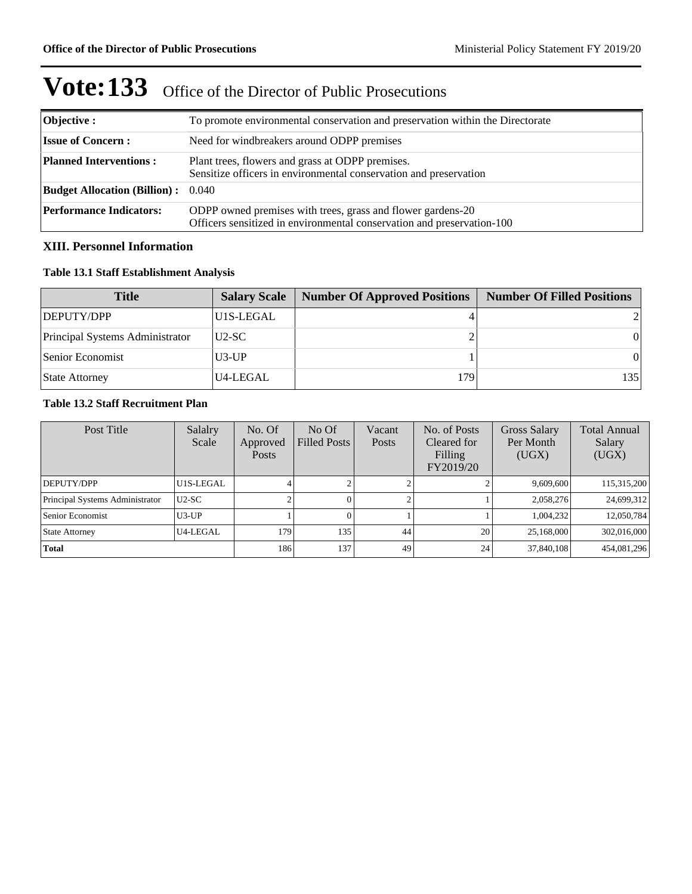# Vote:133 Office of the Director of Public Prosecutions

| | |
|---|---|
| **Objective :** | To promote environmental conservation and preservation within the Directorate |
| **Issue of Concern :** | Need for windbreakers around ODPP premises |
| **Planned Interventions :** | Plant trees, flowers and grass at ODPP premises.<br>Sensitize officers in environmental conservation and preservation |
| **Budget Allocation (Billion) :** | 0.040 |
| **Performance Indicators:** | ODPP owned premises with trees, grass and flower gardens-20<br>Officers sensitized in environmental conservation and preservation-100 |

### XIII. Personnel Information

#### Table 13.1 Staff Establishment Analysis

| Title | Salary Scale | Number Of Approved Positions | Number Of Filled Positions |
|---|---|---|---|
| DEPUTY/DPP | U1S-LEGAL | 4 | 2 |
| Principal Systems Administrator | U2-SC | 2 | 0 |
| Senior Economist | U3-UP | 1 | 0 |
| State Attorney | U4-LEGAL | 179 | 135 |

#### Table 13.2 Staff Recruitment Plan

| Post Title | Salalry Scale | No. Of Approved Posts | No Of Filled Posts | Vacant Posts | No. of Posts Cleared for Filling FY2019/20 | Gross Salary Per Month (UGX) | Total Annual Salary (UGX) |
|---|---|---|---|---|---|---|---|
| DEPUTY/DPP | U1S-LEGAL | 4 | 2 | 2 | 2 | 9,609,600 | 115,315,200 |
| Principal Systems Administrator | U2-SC | 2 | 0 | 2 | 1 | 2,058,276 | 24,699,312 |
| Senior Economist | U3-UP | 1 | 0 | 1 | 1 | 1,004,232 | 12,050,784 |
| State Attorney | U4-LEGAL | 179 | 135 | 44 | 20 | 25,168,000 | 302,016,000 |
| **Total** | | 186 | 137 | 49 | 24 | 37,840,108 | 454,081,296 |